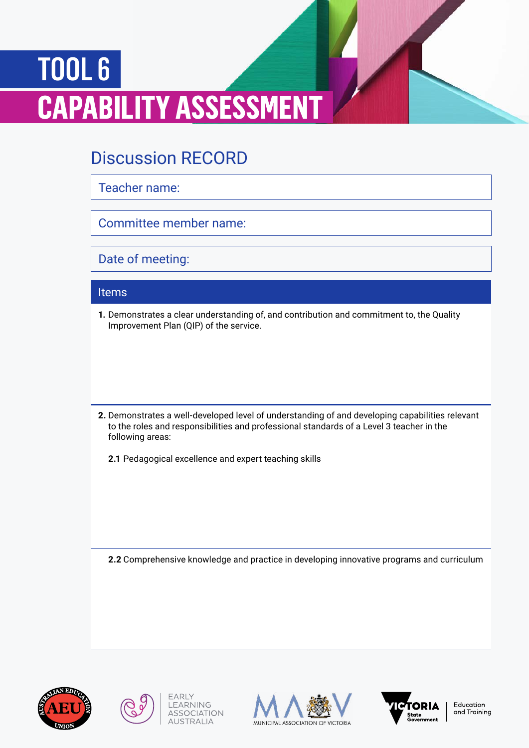# TOOL 6

# CAPABILITY ASSESSMENT

## Discussion RECORD

Teacher name:

Committee member name:

Date of meeting:

### Items

1. Demonstrates a clear understanding of, and contribution and commitment to, the Quality Improvement Plan (QIP) of the service.

2. Demonstrates a well-developed level of understanding of and developing capabilities relevant to the roles and responsibilities and professional standards of a Level 3 teacher in the following areas:

   **2.1** Pedagogical excellence and expert teaching skills

   **2.2** Comprehensive knowledge and practice in developing innovative programs and curriculum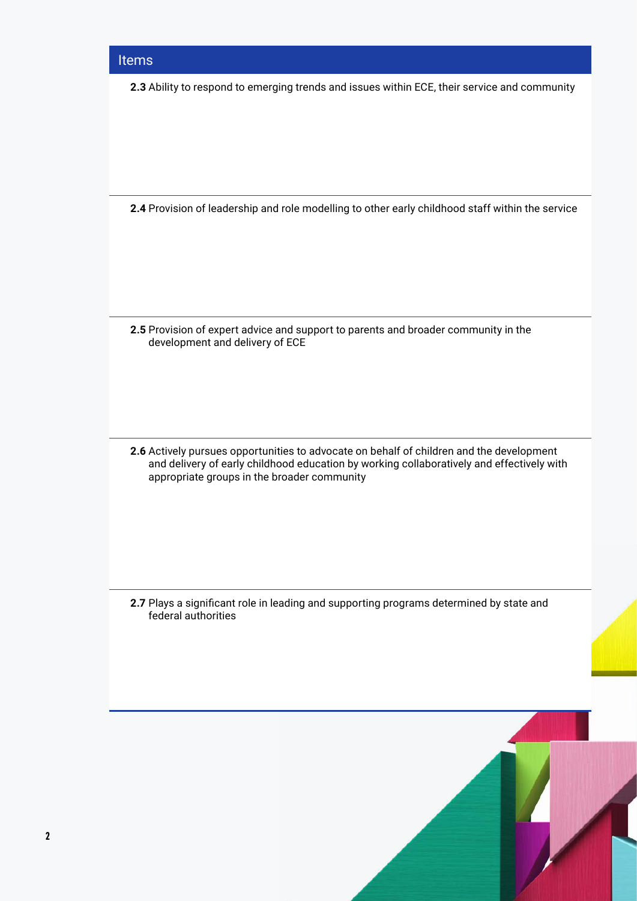| Items |
| --- |
| **2.3** Ability to respond to emerging trends and issues within ECE, their service and community |
| **2.4** Provision of leadership and role modelling to other early childhood staff within the service |
| **2.5** Provision of expert advice and support to parents and broader community in the development and delivery of ECE |
| **2.6** Actively pursues opportunities to advocate on behalf of children and the development and delivery of early childhood education by working collaboratively and effectively with appropriate groups in the broader community |
| **2.7** Plays a significant role in leading and supporting programs determined by state and federal authorities |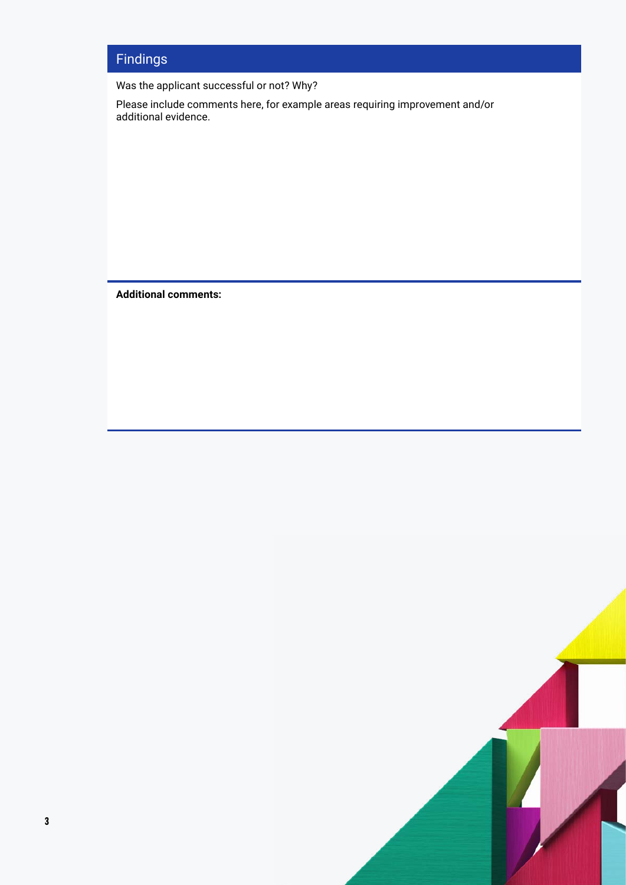## Findings

Was the applicant successful or not? Why?

Please include comments here, for example areas requiring improvement and/or additional evidence.

**Additional comments:**